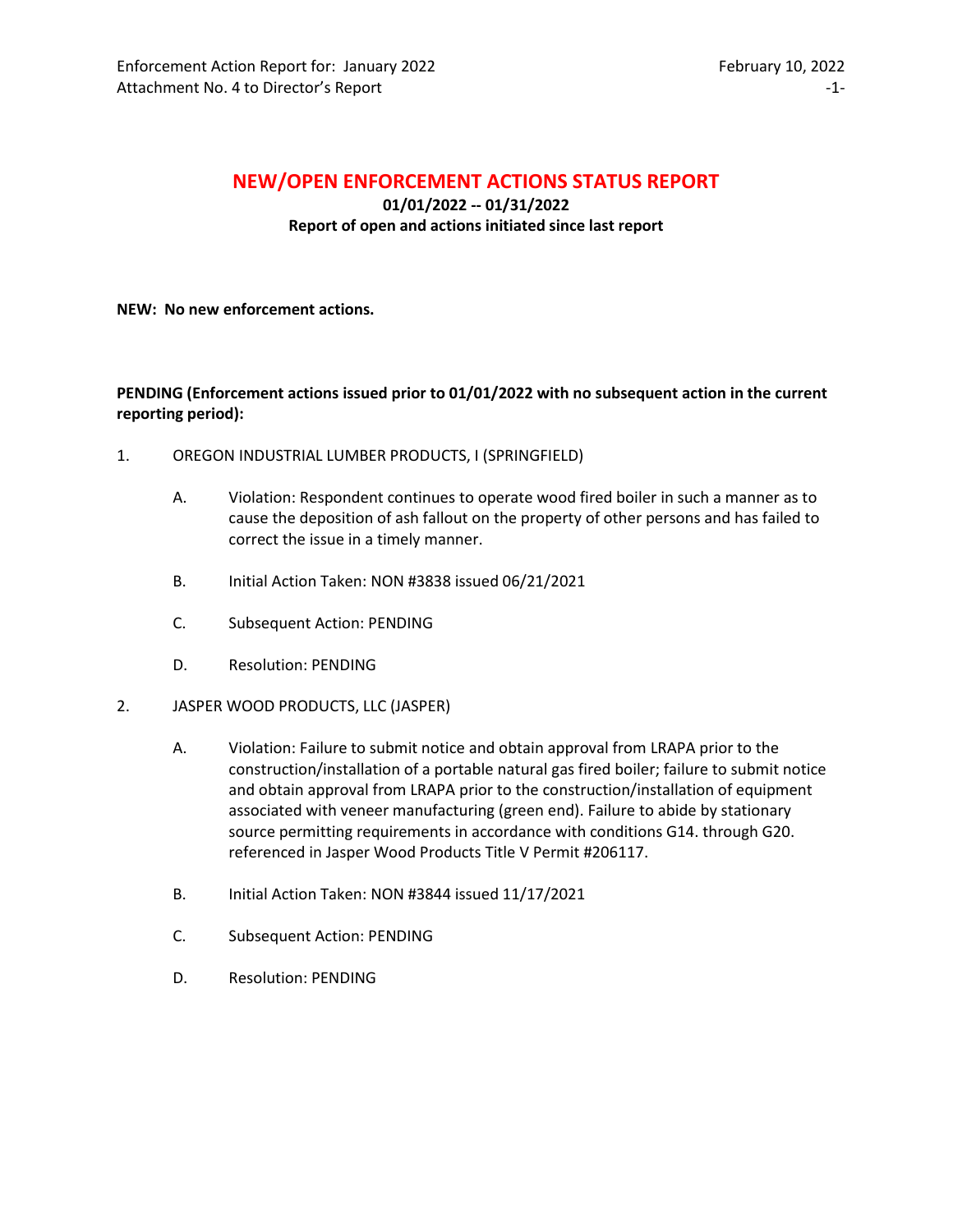# NEW/OPEN ENFORCEMENT ACTIONS STATUS REPORT

**01/01/2022 -- 01/31/2022**

**Report of open and actions initiated since last report**

**NEW: No new enforcement actions.**

**PENDING (Enforcement actions issued prior to 01/01/2022 with no subsequent action in the current reporting period):**

1. OREGON INDUSTRIAL LUMBER PRODUCTS, I (SPRINGFIELD)

   A. Violation: Respondent continues to operate wood fired boiler in such a manner as to cause the deposition of ash fallout on the property of other persons and has failed to correct the issue in a timely manner.

   B. Initial Action Taken: NON #3838 issued 06/21/2021

   C. Subsequent Action: PENDING

   D. Resolution: PENDING

2. JASPER WOOD PRODUCTS, LLC (JASPER)

   A. Violation: Failure to submit notice and obtain approval from LRAPA prior to the construction/installation of a portable natural gas fired boiler; failure to submit notice and obtain approval from LRAPA prior to the construction/installation of equipment associated with veneer manufacturing (green end). Failure to abide by stationary source permitting requirements in accordance with conditions G14. through G20. referenced in Jasper Wood Products Title V Permit #206117.

   B. Initial Action Taken: NON #3844 issued 11/17/2021

   C. Subsequent Action: PENDING

   D. Resolution: PENDING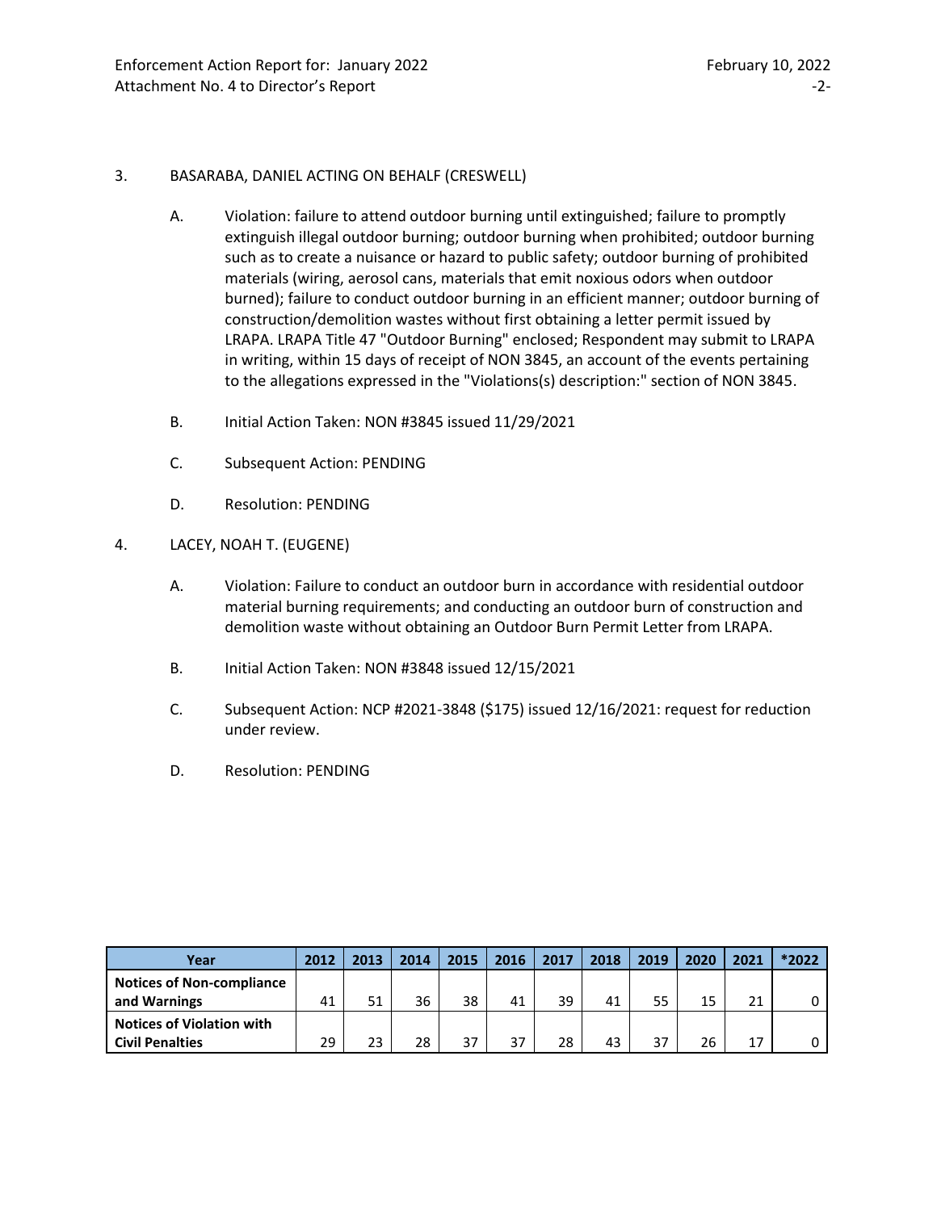3. BASARABA, DANIEL ACTING ON BEHALF (CRESWELL)

   A. Violation: failure to attend outdoor burning until extinguished; failure to promptly extinguish illegal outdoor burning; outdoor burning when prohibited; outdoor burning such as to create a nuisance or hazard to public safety; outdoor burning of prohibited materials (wiring, aerosol cans, materials that emit noxious odors when outdoor burned); failure to conduct outdoor burning in an efficient manner; outdoor burning of construction/demolition wastes without first obtaining a letter permit issued by LRAPA. LRAPA Title 47 "Outdoor Burning" enclosed; Respondent may submit to LRAPA in writing, within 15 days of receipt of NON 3845, an account of the events pertaining to the allegations expressed in the "Violations(s) description:" section of NON 3845.

   B. Initial Action Taken: NON #3845 issued 11/29/2021

   C. Subsequent Action: PENDING

   D. Resolution: PENDING

4. LACEY, NOAH T. (EUGENE)

   A. Violation: Failure to conduct an outdoor burn in accordance with residential outdoor material burning requirements; and conducting an outdoor burn of construction and demolition waste without obtaining an Outdoor Burn Permit Letter from LRAPA.

   B. Initial Action Taken: NON #3848 issued 12/15/2021

   C. Subsequent Action: NCP #2021-3848 ($175) issued 12/16/2021: request for reduction under review.

   D. Resolution: PENDING

| Year | 2012 | 2013 | 2014 | 2015 | 2016 | 2017 | 2018 | 2019 | 2020 | 2021 | *2022 |
|---|---|---|---|---|---|---|---|---|---|---|---|
| **Notices of Non-compliance and Warnings** | 41 | 51 | 36 | 38 | 41 | 39 | 41 | 55 | 15 | 21 | 0 |
| **Notices of Violation with Civil Penalties** | 29 | 23 | 28 | 37 | 37 | 28 | 43 | 37 | 26 | 17 | 0 |